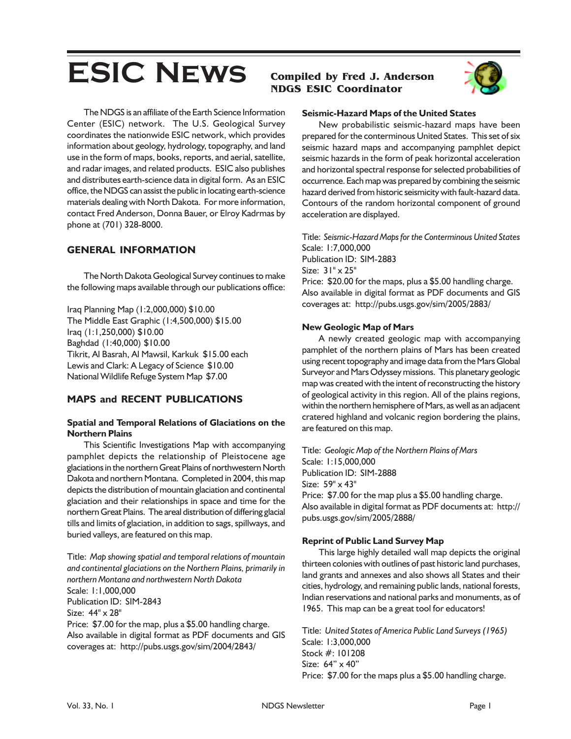# ESIC News

**Compiled by Fred J. Anderson**
**NDGS ESIC Coordinator**

The NDGS is an affiliate of the Earth Science Information Center (ESIC) network. The U.S. Geological Survey coordinates the nationwide ESIC network, which provides information about geology, hydrology, topography, and land use in the form of maps, books, reports, and aerial, satellite, and radar images, and related products. ESIC also publishes and distributes earth-science data in digital form. As an ESIC office, the NDGS can assist the public in locating earth-science materials dealing with North Dakota. For more information, contact Fred Anderson, Donna Bauer, or Elroy Kadrmas by phone at (701) 328-8000.

## GENERAL INFORMATION

The North Dakota Geological Survey continues to make the following maps available through our publications office:

Iraq Planning Map (1:2,000,000) $10.00
The Middle East Graphic (1:4,500,000) $15.00
Iraq (1:1,250,000) $10.00
Baghdad (1:40,000) $10.00
Tikrit, Al Basrah, Al Mawsil, Karkuk $15.00 each
Lewis and Clark: A Legacy of Science $10.00
National Wildlife Refuge System Map $7.00

## MAPS and RECENT PUBLICATIONS

### Spatial and Temporal Relations of Glaciations on the Northern Plains

This Scientific Investigations Map with accompanying pamphlet depicts the relationship of Pleistocene age glaciations in the northern Great Plains of northwestern North Dakota and northern Montana. Completed in 2004, this map depicts the distribution of mountain glaciation and continental glaciation and their relationships in space and time for the northern Great Plains. The areal distribution of differing glacial tills and limits of glaciation, in addition to sags, spillways, and buried valleys, are featured on this map.

Title: *Map showing spatial and temporal relations of mountain and continental glaciations on the Northern Plains, primarily in northern Montana and northwestern North Dakota*
Scale: 1:1,000,000
Publication ID: SIM-2843
Size: 44" x 28"
Price: $7.00 for the map, plus a $5.00 handling charge.
Also available in digital format as PDF documents and GIS coverages at: http://pubs.usgs.gov/sim/2004/2843/

### Seismic-Hazard Maps of the United States

New probabilistic seismic-hazard maps have been prepared for the conterminous United States. This set of six seismic hazard maps and accompanying pamphlet depict seismic hazards in the form of peak horizontal acceleration and horizontal spectral response for selected probabilities of occurrence. Each map was prepared by combining the seismic hazard derived from historic seismicity with fault-hazard data. Contours of the random horizontal component of ground acceleration are displayed.

Title: *Seismic-Hazard Maps for the Conterminous United States*
Scale: 1:7,000,000
Publication ID: SIM-2883
Size: 31" x 25"
Price: $20.00 for the maps, plus a $5.00 handling charge.
Also available in digital format as PDF documents and GIS coverages at: http://pubs.usgs.gov/sim/2005/2883/

### New Geologic Map of Mars

A newly created geologic map with accompanying pamphlet of the northern plains of Mars has been created using recent topography and image data from the Mars Global Surveyor and Mars Odyssey missions. This planetary geologic map was created with the intent of reconstructing the history of geological activity in this region. All of the plains regions, within the northern hemisphere of Mars, as well as an adjacent cratered highland and volcanic region bordering the plains, are featured on this map.

Title: *Geologic Map of the Northern Plains of Mars*
Scale: 1:15,000,000
Publication ID: SIM-2888
Size: 59" x 43"
Price: $7.00 for the map plus a $5.00 handling charge.
Also available in digital format as PDF documents at: http://pubs.usgs.gov/sim/2005/2888/

### Reprint of Public Land Survey Map

This large highly detailed wall map depicts the original thirteen colonies with outlines of past historic land purchases, land grants and annexes and also shows all States and their cities, hydrology, and remaining public lands, national forests, Indian reservations and national parks and monuments, as of 1965. This map can be a great tool for educators!

Title: *United States of America Public Land Surveys (1965)*
Scale: 1:3,000,000
Stock #: 101208
Size: 64" x 40"
Price: $7.00 for the maps plus a $5.00 handling charge.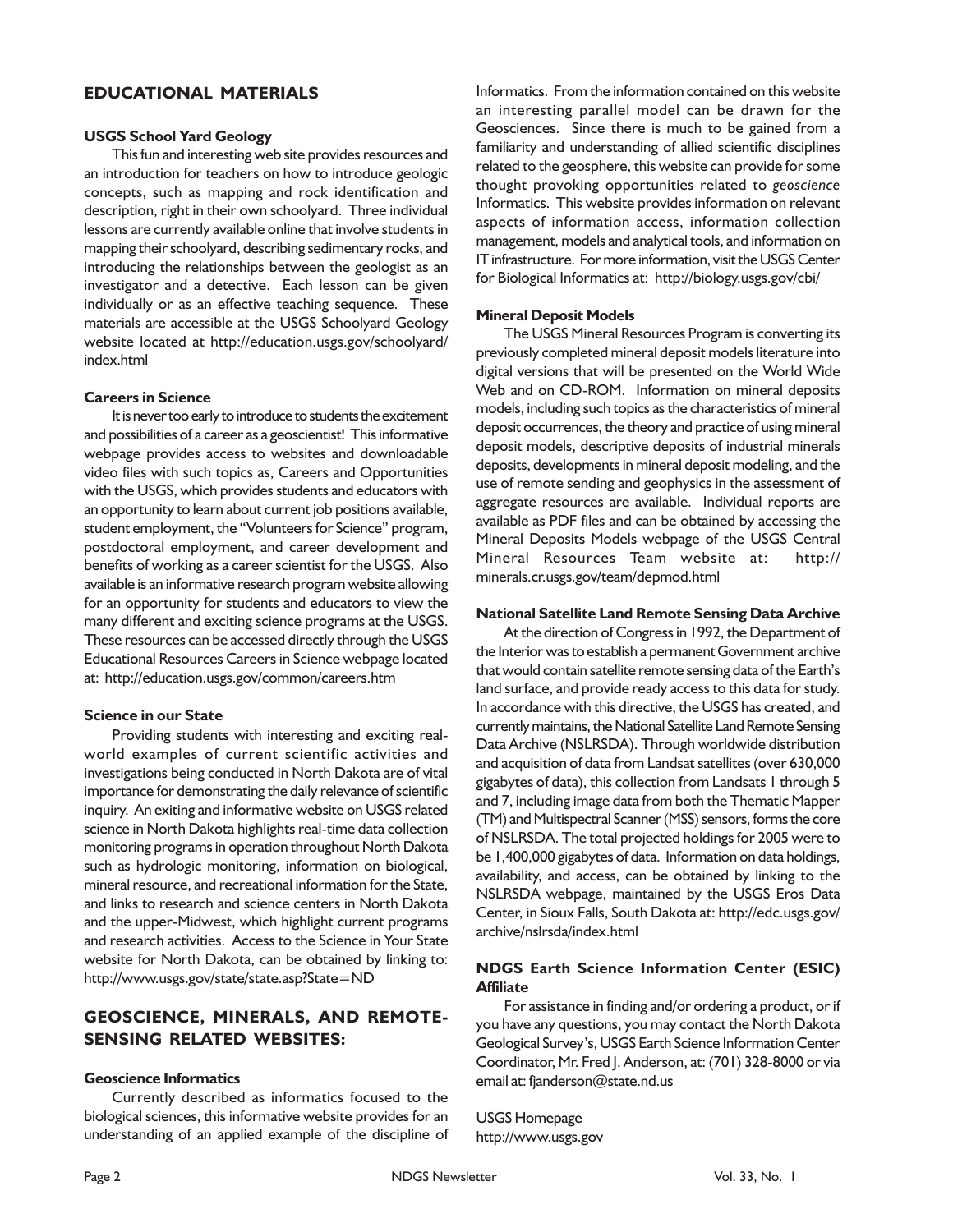## EDUCATIONAL MATERIALS

### USGS School Yard Geology

This fun and interesting web site provides resources and an introduction for teachers on how to introduce geologic concepts, such as mapping and rock identification and description, right in their own schoolyard. Three individual lessons are currently available online that involve students in mapping their schoolyard, describing sedimentary rocks, and introducing the relationships between the geologist as an investigator and a detective. Each lesson can be given individually or as an effective teaching sequence. These materials are accessible at the USGS Schoolyard Geology website located at http://education.usgs.gov/schoolyard/index.html

### Careers in Science

It is never too early to introduce to students the excitement and possibilities of a career as a geoscientist! This informative webpage provides access to websites and downloadable video files with such topics as, Careers and Opportunities with the USGS, which provides students and educators with an opportunity to learn about current job positions available, student employment, the "Volunteers for Science" program, postdoctoral employment, and career development and benefits of working as a career scientist for the USGS. Also available is an informative research program website allowing for an opportunity for students and educators to view the many different and exciting science programs at the USGS. These resources can be accessed directly through the USGS Educational Resources Careers in Science webpage located at: http://education.usgs.gov/common/careers.htm

### Science in our State

Providing students with interesting and exciting real-world examples of current scientific activities and investigations being conducted in North Dakota are of vital importance for demonstrating the daily relevance of scientific inquiry. An exiting and informative website on USGS related science in North Dakota highlights real-time data collection monitoring programs in operation throughout North Dakota such as hydrologic monitoring, information on biological, mineral resource, and recreational information for the State, and links to research and science centers in North Dakota and the upper-Midwest, which highlight current programs and research activities. Access to the Science in Your State website for North Dakota, can be obtained by linking to: http://www.usgs.gov/state/state.asp?State=ND

## GEOSCIENCE, MINERALS, AND REMOTE-SENSING RELATED WEBSITES:

### Geoscience Informatics

Currently described as informatics focused to the biological sciences, this informative website provides for an understanding of an applied example of the discipline of Informatics. From the information contained on this website an interesting parallel model can be drawn for the Geosciences. Since there is much to be gained from a familiarity and understanding of allied scientific disciplines related to the geosphere, this website can provide for some thought provoking opportunities related to *geoscience* Informatics. This website provides information on relevant aspects of information access, information collection management, models and analytical tools, and information on IT infrastructure. For more information, visit the USGS Center for Biological Informatics at: http://biology.usgs.gov/cbi/

### Mineral Deposit Models

The USGS Mineral Resources Program is converting its previously completed mineral deposit models literature into digital versions that will be presented on the World Wide Web and on CD-ROM. Information on mineral deposits models, including such topics as the characteristics of mineral deposit occurrences, the theory and practice of using mineral deposit models, descriptive deposits of industrial minerals deposits, developments in mineral deposit modeling, and the use of remote sending and geophysics in the assessment of aggregate resources are available. Individual reports are available as PDF files and can be obtained by accessing the Mineral Deposits Models webpage of the USGS Central Mineral Resources Team website at: http://minerals.cr.usgs.gov/team/depmod.html

### National Satellite Land Remote Sensing Data Archive

At the direction of Congress in 1992, the Department of the Interior was to establish a permanent Government archive that would contain satellite remote sensing data of the Earth's land surface, and provide ready access to this data for study. In accordance with this directive, the USGS has created, and currently maintains, the National Satellite Land Remote Sensing Data Archive (NSLRSDA). Through worldwide distribution and acquisition of data from Landsat satellites (over 630,000 gigabytes of data), this collection from Landsats 1 through 5 and 7, including image data from both the Thematic Mapper (TM) and Multispectral Scanner (MSS) sensors, forms the core of NSLRSDA. The total projected holdings for 2005 were to be 1,400,000 gigabytes of data. Information on data holdings, availability, and access, can be obtained by linking to the NSLRSDA webpage, maintained by the USGS Eros Data Center, in Sioux Falls, South Dakota at: http://edc.usgs.gov/archive/nslrsda/index.html

### NDGS Earth Science Information Center (ESIC) Affiliate

For assistance in finding and/or ordering a product, or if you have any questions, you may contact the North Dakota Geological Survey's, USGS Earth Science Information Center Coordinator, Mr. Fred J. Anderson, at: (701) 328-8000 or via email at: fjanderson@state.nd.us

USGS Homepage
http://www.usgs.gov